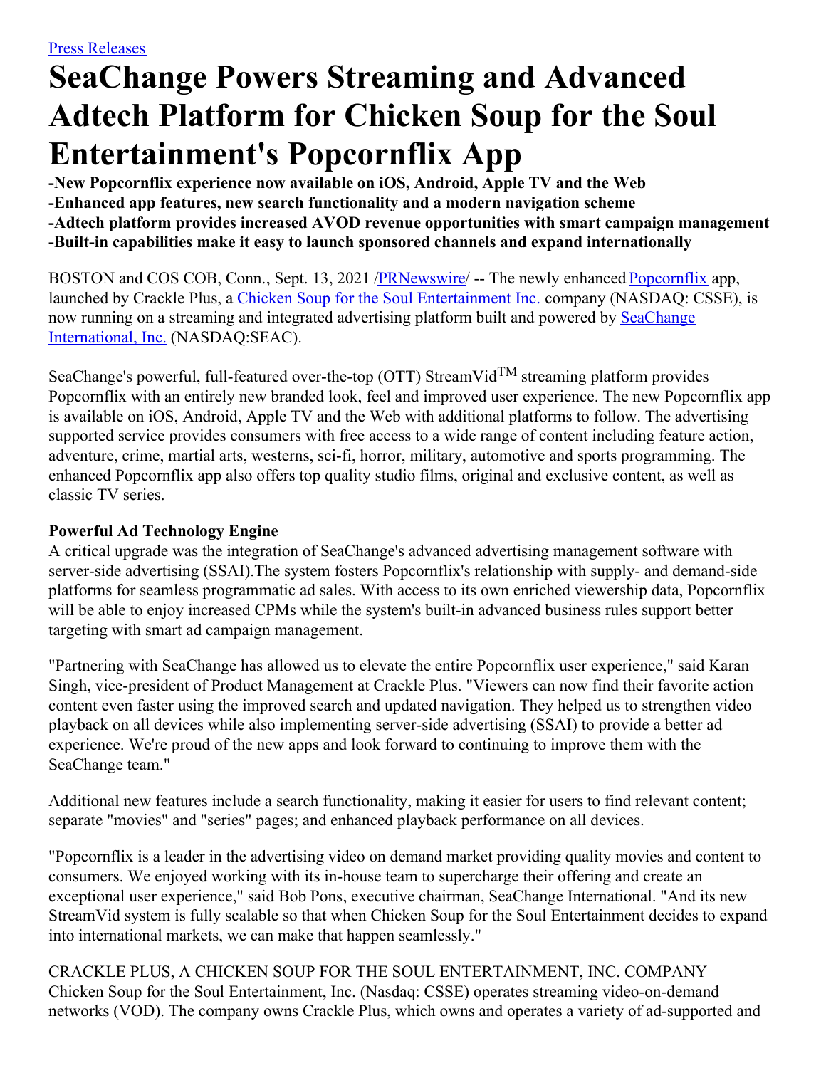Press Releases

# SeaChange Powers Streaming and Advanced Adtech Platform for Chicken Soup for the Soul Entertainment's Popcornflix App

**-New Popcornflix experience now available on iOS, Android, Apple TV and the Web**
**-Enhanced app features, new search functionality and a modern navigation scheme**
**-Adtech platform provides increased AVOD revenue opportunities with smart campaign management**
**-Built-in capabilities make it easy to launch sponsored channels and expand internationally**

BOSTON and COS COB, Conn., Sept. 13, 2021 /PRNewswire/ -- The newly enhanced Popcornflix app, launched by Crackle Plus, a Chicken Soup for the Soul Entertainment Inc. company (NASDAQ: CSSE), is now running on a streaming and integrated advertising platform built and powered by SeaChange International, Inc. (NASDAQ:SEAC).

SeaChange's powerful, full-featured over-the-top (OTT) StreamVid™ streaming platform provides Popcornflix with an entirely new branded look, feel and improved user experience. The new Popcornflix app is available on iOS, Android, Apple TV and the Web with additional platforms to follow. The advertising supported service provides consumers with free access to a wide range of content including feature action, adventure, crime, martial arts, westerns, sci-fi, horror, military, automotive and sports programming. The enhanced Popcornflix app also offers top quality studio films, original and exclusive content, as well as classic TV series.

**Powerful Ad Technology Engine**

A critical upgrade was the integration of SeaChange's advanced advertising management software with server-side advertising (SSAI).The system fosters Popcornflix's relationship with supply- and demand-side platforms for seamless programmatic ad sales. With access to its own enriched viewership data, Popcornflix will be able to enjoy increased CPMs while the system's built-in advanced business rules support better targeting with smart ad campaign management.

"Partnering with SeaChange has allowed us to elevate the entire Popcornflix user experience," said Karan Singh, vice-president of Product Management at Crackle Plus. "Viewers can now find their favorite action content even faster using the improved search and updated navigation. They helped us to strengthen video playback on all devices while also implementing server-side advertising (SSAI) to provide a better ad experience. We're proud of the new apps and look forward to continuing to improve them with the SeaChange team."

Additional new features include a search functionality, making it easier for users to find relevant content; separate "movies" and "series" pages; and enhanced playback performance on all devices.

"Popcornflix is a leader in the advertising video on demand market providing quality movies and content to consumers. We enjoyed working with its in-house team to supercharge their offering and create an exceptional user experience," said Bob Pons, executive chairman, SeaChange International. "And its new StreamVid system is fully scalable so that when Chicken Soup for the Soul Entertainment decides to expand into international markets, we can make that happen seamlessly."

CRACKLE PLUS, A CHICKEN SOUP FOR THE SOUL ENTERTAINMENT, INC. COMPANY

Chicken Soup for the Soul Entertainment, Inc. (Nasdaq: CSSE) operates streaming video-on-demand networks (VOD). The company owns Crackle Plus, which owns and operates a variety of ad-supported and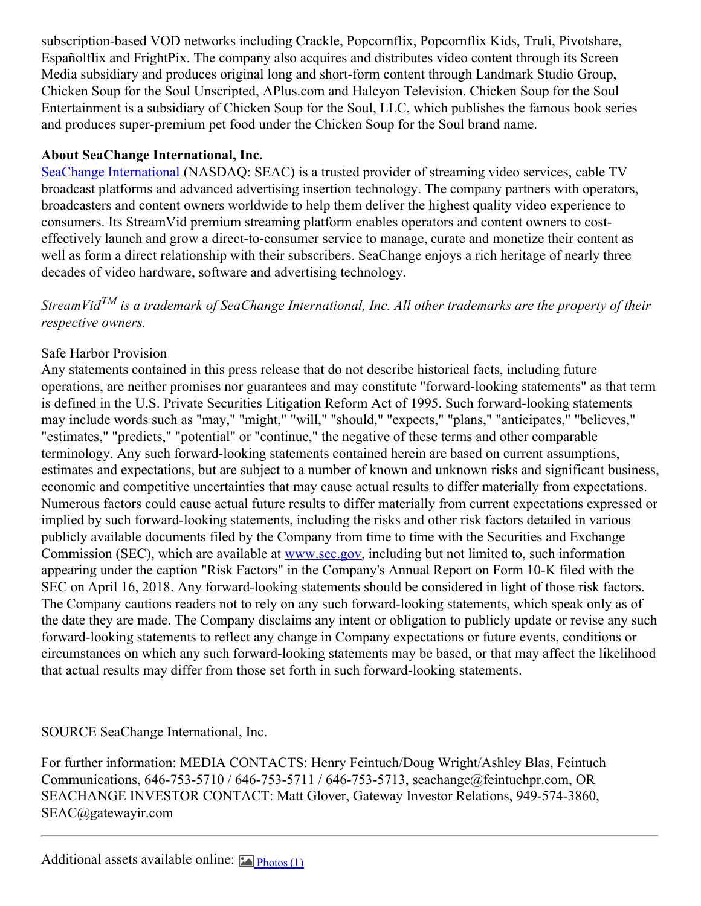subscription-based VOD networks including Crackle, Popcornflix, Popcornflix Kids, Truli, Pivotshare, Españolflix and FrightPix. The company also acquires and distributes video content through its Screen Media subsidiary and produces original long and short-form content through Landmark Studio Group, Chicken Soup for the Soul Unscripted, APlus.com and Halcyon Television. Chicken Soup for the Soul Entertainment is a subsidiary of Chicken Soup for the Soul, LLC, which publishes the famous book series and produces super-premium pet food under the Chicken Soup for the Soul brand name.

**About SeaChange International, Inc.**

SeaChange International (NASDAQ: SEAC) is a trusted provider of streaming video services, cable TV broadcast platforms and advanced advertising insertion technology. The company partners with operators, broadcasters and content owners worldwide to help them deliver the highest quality video experience to consumers. Its StreamVid premium streaming platform enables operators and content owners to cost-effectively launch and grow a direct-to-consumer service to manage, curate and monetize their content as well as form a direct relationship with their subscribers. SeaChange enjoys a rich heritage of nearly three decades of video hardware, software and advertising technology.

*StreamVid™ is a trademark of SeaChange International, Inc. All other trademarks are the property of their respective owners.*

Safe Harbor Provision

Any statements contained in this press release that do not describe historical facts, including future operations, are neither promises nor guarantees and may constitute "forward-looking statements" as that term is defined in the U.S. Private Securities Litigation Reform Act of 1995. Such forward-looking statements may include words such as "may," "might," "will," "should," "expects," "plans," "anticipates," "believes," "estimates," "predicts," "potential" or "continue," the negative of these terms and other comparable terminology. Any such forward-looking statements contained herein are based on current assumptions, estimates and expectations, but are subject to a number of known and unknown risks and significant business, economic and competitive uncertainties that may cause actual results to differ materially from expectations. Numerous factors could cause actual future results to differ materially from current expectations expressed or implied by such forward-looking statements, including the risks and other risk factors detailed in various publicly available documents filed by the Company from time to time with the Securities and Exchange Commission (SEC), which are available at www.sec.gov, including but not limited to, such information appearing under the caption "Risk Factors" in the Company's Annual Report on Form 10-K filed with the SEC on April 16, 2018. Any forward-looking statements should be considered in light of those risk factors. The Company cautions readers not to rely on any such forward-looking statements, which speak only as of the date they are made. The Company disclaims any intent or obligation to publicly update or revise any such forward-looking statements to reflect any change in Company expectations or future events, conditions or circumstances on which any such forward-looking statements may be based, or that may affect the likelihood that actual results may differ from those set forth in such forward-looking statements.

SOURCE SeaChange International, Inc.

For further information: MEDIA CONTACTS: Henry Feintuch/Doug Wright/Ashley Blas, Feintuch Communications, 646-753-5710 / 646-753-5711 / 646-753-5713, seachange@feintuchpr.com, OR SEACHANGE INVESTOR CONTACT: Matt Glover, Gateway Investor Relations, 949-574-3860, SEAC@gatewayir.com

---

Additional assets available online: Photos (1)